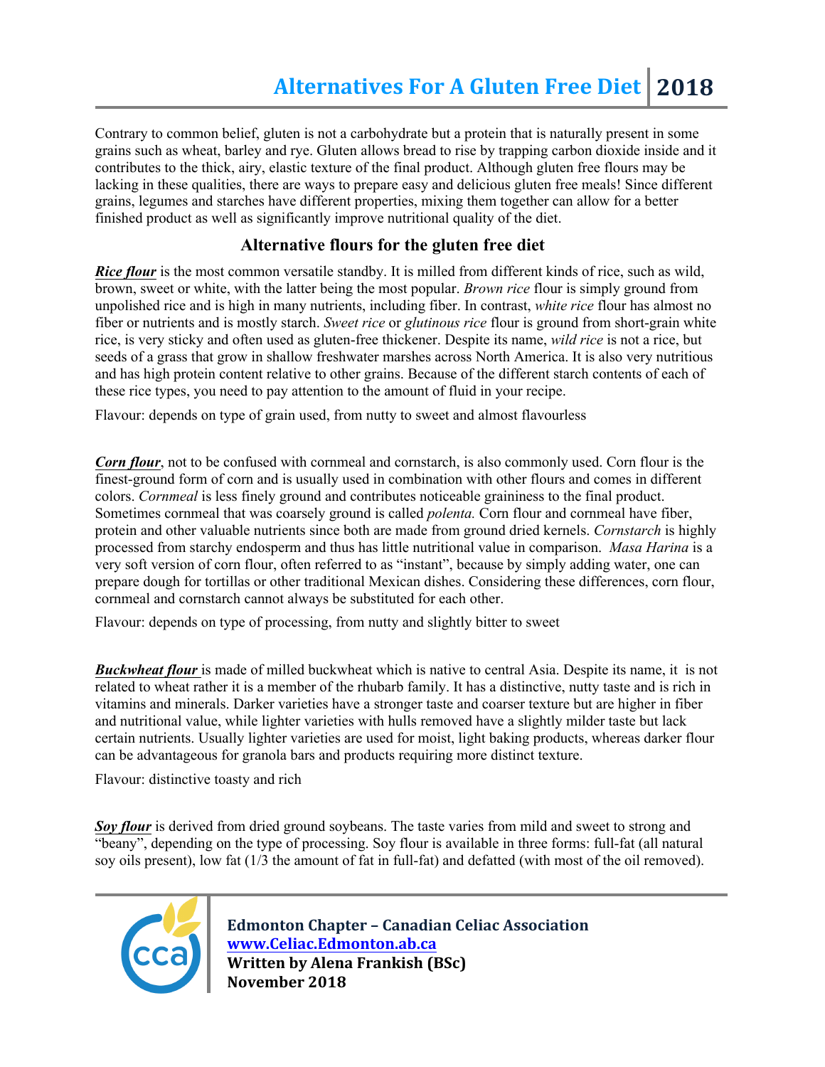Contrary to common belief, gluten is not a carbohydrate but a protein that is naturally present in some grains such as wheat, barley and rye. Gluten allows bread to rise by trapping carbon dioxide inside and it contributes to the thick, airy, elastic texture of the final product. Although gluten free flours may be lacking in these qualities, there are ways to prepare easy and delicious gluten free meals! Since different grains, legumes and starches have different properties, mixing them together can allow for a better finished product as well as significantly improve nutritional quality of the diet.

## Alternative flours for the gluten free diet

***Rice flour*** is the most common versatile standby. It is milled from different kinds of rice, such as wild, brown, sweet or white, with the latter being the most popular. *Brown rice* flour is simply ground from unpolished rice and is high in many nutrients, including fiber. In contrast, *white rice* flour has almost no fiber or nutrients and is mostly starch. *Sweet rice* or *glutinous rice* flour is ground from short-grain white rice, is very sticky and often used as gluten-free thickener. Despite its name, *wild rice* is not a rice, but seeds of a grass that grow in shallow freshwater marshes across North America. It is also very nutritious and has high protein content relative to other grains. Because of the different starch contents of each of these rice types, you need to pay attention to the amount of fluid in your recipe.

Flavour: depends on type of grain used, from nutty to sweet and almost flavourless

***Corn flour***, not to be confused with cornmeal and cornstarch, is also commonly used. Corn flour is the finest-ground form of corn and is usually used in combination with other flours and comes in different colors. *Cornmeal* is less finely ground and contributes noticeable graininess to the final product. Sometimes cornmeal that was coarsely ground is called *polenta.* Corn flour and cornmeal have fiber, protein and other valuable nutrients since both are made from ground dried kernels. *Cornstarch* is highly processed from starchy endosperm and thus has little nutritional value in comparison. *Masa Harina* is a very soft version of corn flour, often referred to as "instant", because by simply adding water, one can prepare dough for tortillas or other traditional Mexican dishes. Considering these differences, corn flour, cornmeal and cornstarch cannot always be substituted for each other.

Flavour: depends on type of processing, from nutty and slightly bitter to sweet

***Buckwheat flour*** is made of milled buckwheat which is native to central Asia. Despite its name, it is not related to wheat rather it is a member of the rhubarb family. It has a distinctive, nutty taste and is rich in vitamins and minerals. Darker varieties have a stronger taste and coarser texture but are higher in fiber and nutritional value, while lighter varieties with hulls removed have a slightly milder taste but lack certain nutrients. Usually lighter varieties are used for moist, light baking products, whereas darker flour can be advantageous for granola bars and products requiring more distinct texture.

Flavour: distinctive toasty and rich

***Soy flour*** is derived from dried ground soybeans. The taste varies from mild and sweet to strong and "beany", depending on the type of processing. Soy flour is available in three forms: full-fat (all natural soy oils present), low fat (1/3 the amount of fat in full-fat) and defatted (with most of the oil removed).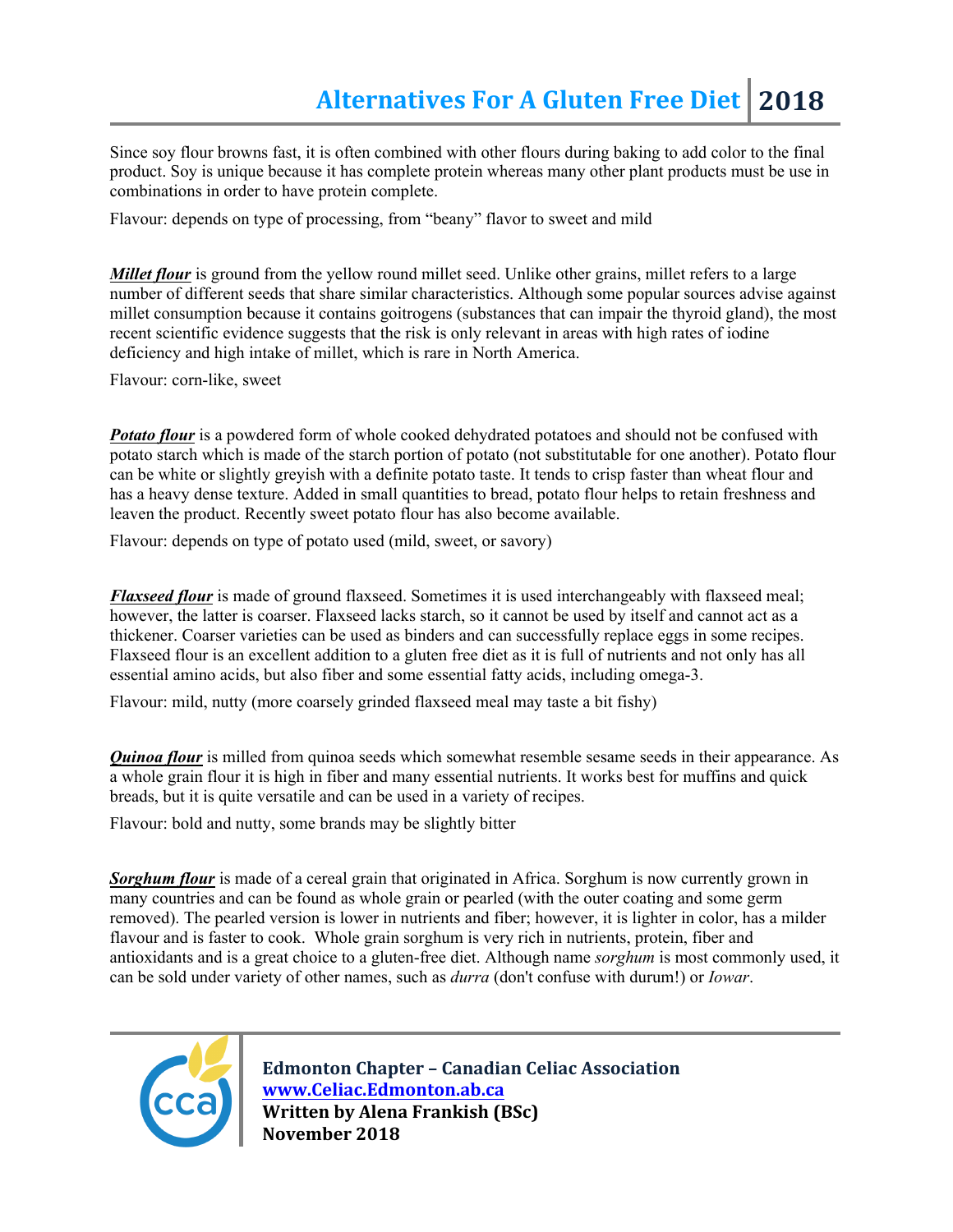Since soy flour browns fast, it is often combined with other flours during baking to add color to the final product. Soy is unique because it has complete protein whereas many other plant products must be use in combinations in order to have protein complete.

Flavour: depends on type of processing, from "beany" flavor to sweet and mild

***Millet flour*** is ground from the yellow round millet seed. Unlike other grains, millet refers to a large number of different seeds that share similar characteristics. Although some popular sources advise against millet consumption because it contains goitrogens (substances that can impair the thyroid gland), the most recent scientific evidence suggests that the risk is only relevant in areas with high rates of iodine deficiency and high intake of millet, which is rare in North America.

Flavour: corn-like, sweet

***Potato flour*** is a powdered form of whole cooked dehydrated potatoes and should not be confused with potato starch which is made of the starch portion of potato (not substitutable for one another). Potato flour can be white or slightly greyish with a definite potato taste. It tends to crisp faster than wheat flour and has a heavy dense texture. Added in small quantities to bread, potato flour helps to retain freshness and leaven the product. Recently sweet potato flour has also become available.

Flavour: depends on type of potato used (mild, sweet, or savory)

***Flaxseed flour*** is made of ground flaxseed. Sometimes it is used interchangeably with flaxseed meal; however, the latter is coarser. Flaxseed lacks starch, so it cannot be used by itself and cannot act as a thickener. Coarser varieties can be used as binders and can successfully replace eggs in some recipes. Flaxseed flour is an excellent addition to a gluten free diet as it is full of nutrients and not only has all essential amino acids, but also fiber and some essential fatty acids, including omega-3.

Flavour: mild, nutty (more coarsely grinded flaxseed meal may taste a bit fishy)

***Quinoa flour*** is milled from quinoa seeds which somewhat resemble sesame seeds in their appearance. As a whole grain flour it is high in fiber and many essential nutrients. It works best for muffins and quick breads, but it is quite versatile and can be used in a variety of recipes.

Flavour: bold and nutty, some brands may be slightly bitter

***Sorghum flour*** is made of a cereal grain that originated in Africa. Sorghum is now currently grown in many countries and can be found as whole grain or pearled (with the outer coating and some germ removed). The pearled version is lower in nutrients and fiber; however, it is lighter in color, has a milder flavour and is faster to cook. Whole grain sorghum is very rich in nutrients, protein, fiber and antioxidants and is a great choice to a gluten-free diet. Although name *sorghum* is most commonly used, it can be sold under variety of other names, such as *durra* (don't confuse with durum!) or *Iowar*.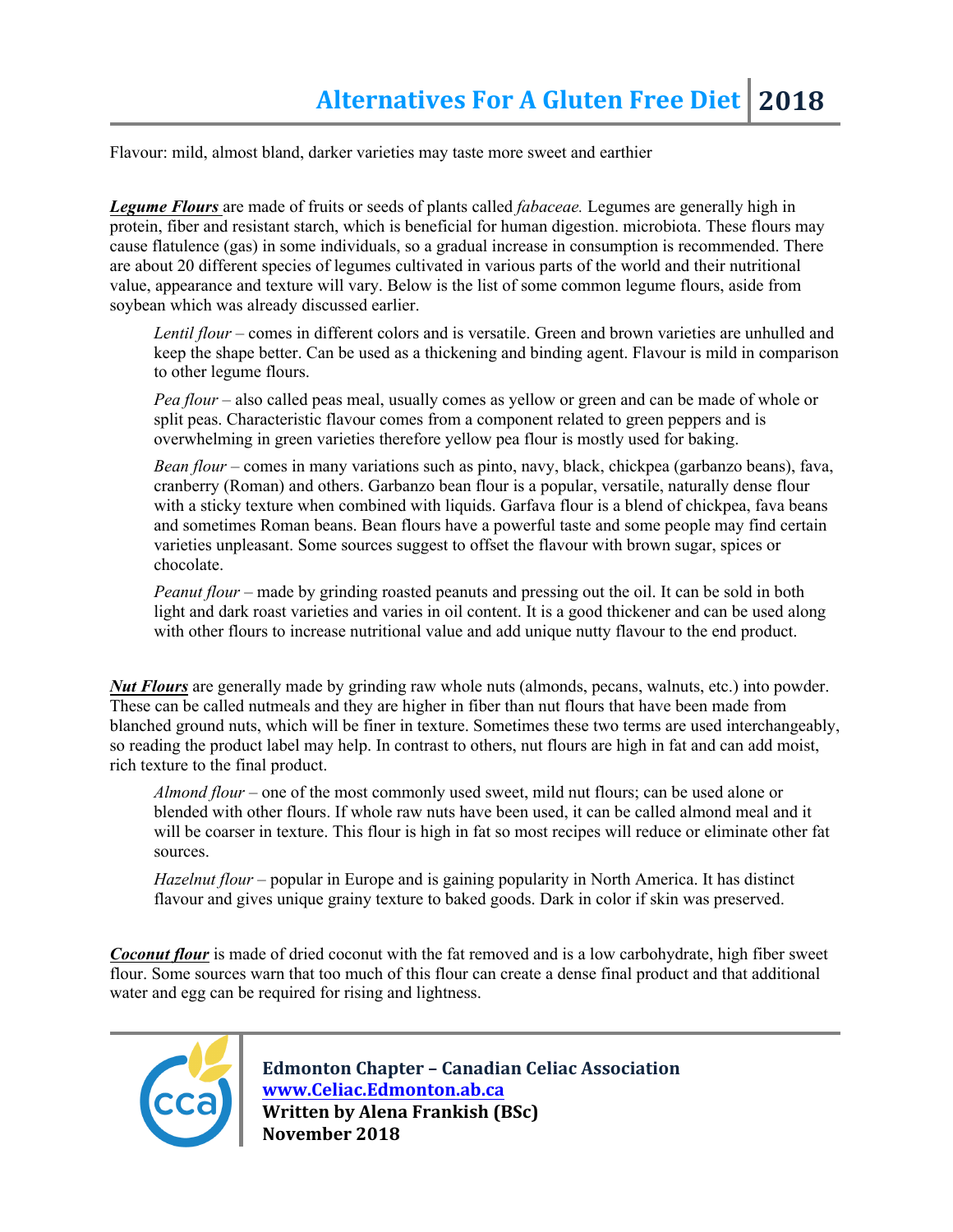Flavour: mild, almost bland, darker varieties may taste more sweet and earthier

***Legume Flours*** are made of fruits or seeds of plants called *fabaceae.* Legumes are generally high in protein, fiber and resistant starch, which is beneficial for human digestion. microbiota. These flours may cause flatulence (gas) in some individuals, so a gradual increase in consumption is recommended. There are about 20 different species of legumes cultivated in various parts of the world and their nutritional value, appearance and texture will vary. Below is the list of some common legume flours, aside from soybean which was already discussed earlier.

*Lentil flour* – comes in different colors and is versatile. Green and brown varieties are unhulled and keep the shape better. Can be used as a thickening and binding agent. Flavour is mild in comparison to other legume flours.

*Pea flour* – also called peas meal, usually comes as yellow or green and can be made of whole or split peas. Characteristic flavour comes from a component related to green peppers and is overwhelming in green varieties therefore yellow pea flour is mostly used for baking.

*Bean flour* – comes in many variations such as pinto, navy, black, chickpea (garbanzo beans), fava, cranberry (Roman) and others. Garbanzo bean flour is a popular, versatile, naturally dense flour with a sticky texture when combined with liquids. Garfava flour is a blend of chickpea, fava beans and sometimes Roman beans. Bean flours have a powerful taste and some people may find certain varieties unpleasant. Some sources suggest to offset the flavour with brown sugar, spices or chocolate.

*Peanut flour* – made by grinding roasted peanuts and pressing out the oil. It can be sold in both light and dark roast varieties and varies in oil content. It is a good thickener and can be used along with other flours to increase nutritional value and add unique nutty flavour to the end product.

***Nut Flours*** are generally made by grinding raw whole nuts (almonds, pecans, walnuts, etc.) into powder. These can be called nutmeals and they are higher in fiber than nut flours that have been made from blanched ground nuts, which will be finer in texture. Sometimes these two terms are used interchangeably, so reading the product label may help. In contrast to others, nut flours are high in fat and can add moist, rich texture to the final product.

*Almond flour* – one of the most commonly used sweet, mild nut flours; can be used alone or blended with other flours. If whole raw nuts have been used, it can be called almond meal and it will be coarser in texture. This flour is high in fat so most recipes will reduce or eliminate other fat sources.

*Hazelnut flour* – popular in Europe and is gaining popularity in North America. It has distinct flavour and gives unique grainy texture to baked goods. Dark in color if skin was preserved.

***Coconut flour*** is made of dried coconut with the fat removed and is a low carbohydrate, high fiber sweet flour. Some sources warn that too much of this flour can create a dense final product and that additional water and egg can be required for rising and lightness.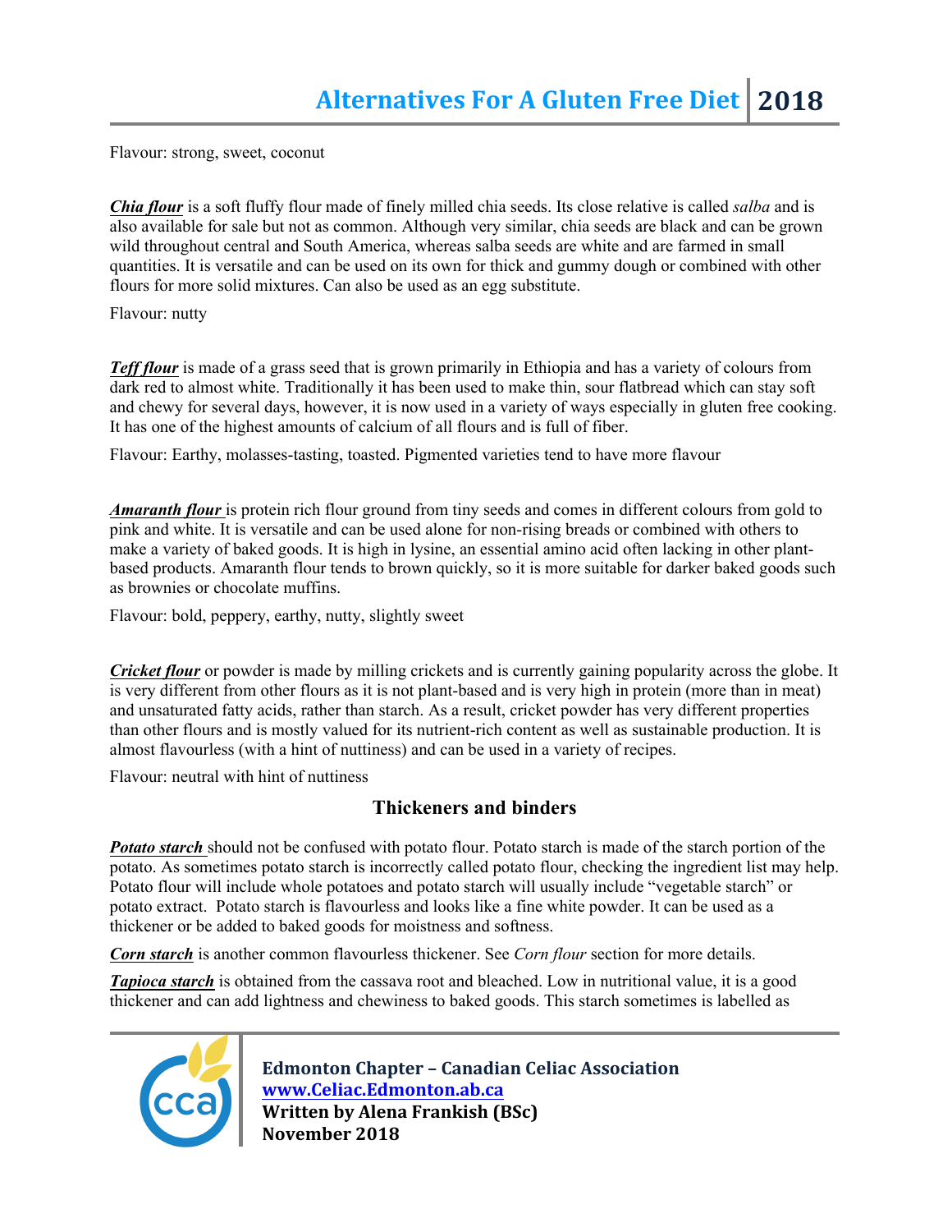Flavour: strong, sweet, coconut

***Chia flour*** is a soft fluffy flour made of finely milled chia seeds. Its close relative is called *salba* and is also available for sale but not as common. Although very similar, chia seeds are black and can be grown wild throughout central and South America, whereas salba seeds are white and are farmed in small quantities. It is versatile and can be used on its own for thick and gummy dough or combined with other flours for more solid mixtures. Can also be used as an egg substitute.

Flavour: nutty

***Teff flour*** is made of a grass seed that is grown primarily in Ethiopia and has a variety of colours from dark red to almost white. Traditionally it has been used to make thin, sour flatbread which can stay soft and chewy for several days, however, it is now used in a variety of ways especially in gluten free cooking. It has one of the highest amounts of calcium of all flours and is full of fiber.

Flavour: Earthy, molasses-tasting, toasted. Pigmented varieties tend to have more flavour

***Amaranth flour*** is protein rich flour ground from tiny seeds and comes in different colours from gold to pink and white. It is versatile and can be used alone for non-rising breads or combined with others to make a variety of baked goods. It is high in lysine, an essential amino acid often lacking in other plant-based products. Amaranth flour tends to brown quickly, so it is more suitable for darker baked goods such as brownies or chocolate muffins.

Flavour: bold, peppery, earthy, nutty, slightly sweet

***Cricket flour*** or powder is made by milling crickets and is currently gaining popularity across the globe. It is very different from other flours as it is not plant-based and is very high in protein (more than in meat) and unsaturated fatty acids, rather than starch. As a result, cricket powder has very different properties than other flours and is mostly valued for its nutrient-rich content as well as sustainable production. It is almost flavourless (with a hint of nuttiness) and can be used in a variety of recipes.

Flavour: neutral with hint of nuttiness

## Thickeners and binders

***Potato starch*** should not be confused with potato flour. Potato starch is made of the starch portion of the potato. As sometimes potato starch is incorrectly called potato flour, checking the ingredient list may help. Potato flour will include whole potatoes and potato starch will usually include "vegetable starch" or potato extract. Potato starch is flavourless and looks like a fine white powder. It can be used as a thickener or be added to baked goods for moistness and softness.

***Corn starch*** is another common flavourless thickener. See *Corn flour* section for more details.

***Tapioca starch*** is obtained from the cassava root and bleached. Low in nutritional value, it is a good thickener and can add lightness and chewiness to baked goods. This starch sometimes is labelled as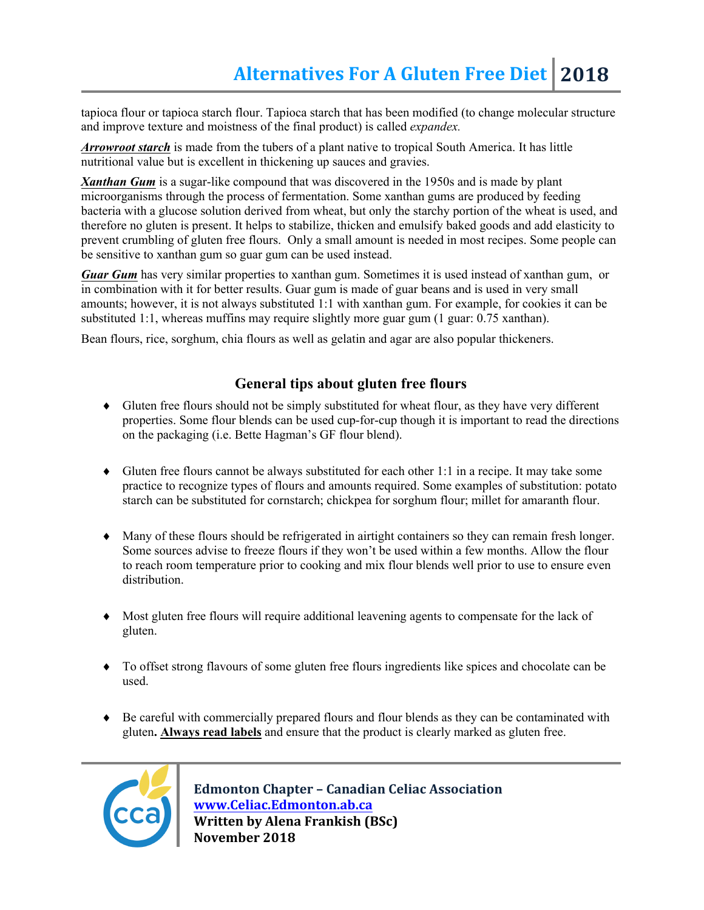tapioca flour or tapioca starch flour. Tapioca starch that has been modified (to change molecular structure and improve texture and moistness of the final product) is called *expandex.*

***Arrowroot starch*** is made from the tubers of a plant native to tropical South America. It has little nutritional value but is excellent in thickening up sauces and gravies.

***Xanthan Gum*** is a sugar-like compound that was discovered in the 1950s and is made by plant microorganisms through the process of fermentation. Some xanthan gums are produced by feeding bacteria with a glucose solution derived from wheat, but only the starchy portion of the wheat is used, and therefore no gluten is present. It helps to stabilize, thicken and emulsify baked goods and add elasticity to prevent crumbling of gluten free flours. Only a small amount is needed in most recipes. Some people can be sensitive to xanthan gum so guar gum can be used instead.

***Guar Gum*** has very similar properties to xanthan gum. Sometimes it is used instead of xanthan gum, or in combination with it for better results. Guar gum is made of guar beans and is used in very small amounts; however, it is not always substituted 1:1 with xanthan gum. For example, for cookies it can be substituted 1:1, whereas muffins may require slightly more guar gum (1 guar: 0.75 xanthan).

Bean flours, rice, sorghum, chia flours as well as gelatin and agar are also popular thickeners.

## General tips about gluten free flours

- Gluten free flours should not be simply substituted for wheat flour, as they have very different properties. Some flour blends can be used cup-for-cup though it is important to read the directions on the packaging (i.e. Bette Hagman's GF flour blend).
- Gluten free flours cannot be always substituted for each other 1:1 in a recipe. It may take some practice to recognize types of flours and amounts required. Some examples of substitution: potato starch can be substituted for cornstarch; chickpea for sorghum flour; millet for amaranth flour.
- Many of these flours should be refrigerated in airtight containers so they can remain fresh longer. Some sources advise to freeze flours if they won't be used within a few months. Allow the flour to reach room temperature prior to cooking and mix flour blends well prior to use to ensure even distribution.
- Most gluten free flours will require additional leavening agents to compensate for the lack of gluten.
- To offset strong flavours of some gluten free flours ingredients like spices and chocolate can be used.
- Be careful with commercially prepared flours and flour blends as they can be contaminated with gluten**. Always read labels** and ensure that the product is clearly marked as gluten free.

**Edmonton Chapter – Canadian Celiac Association**
**www.Celiac.Edmonton.ab.ca**
**Written by Alena Frankish (BSc)**
**November 2018**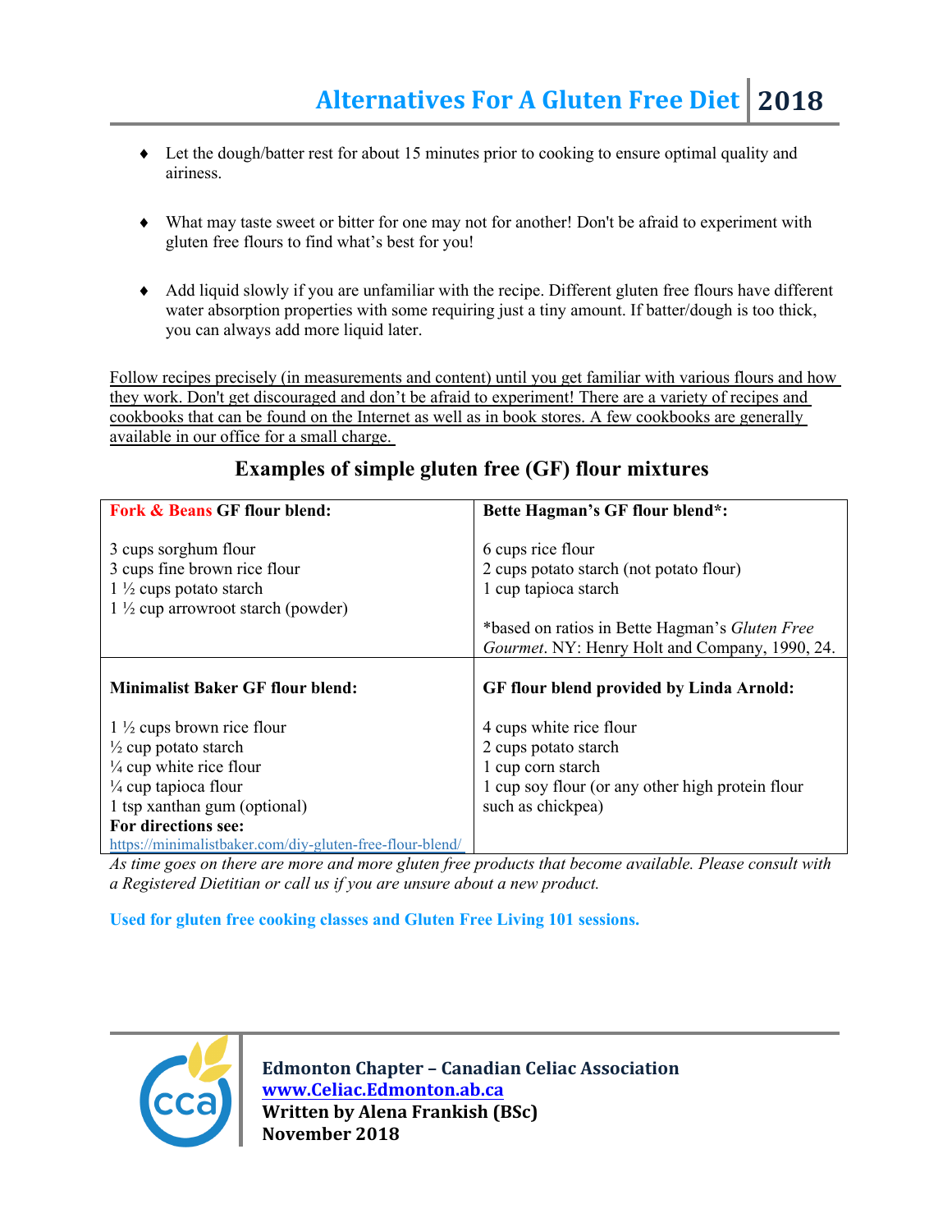- Let the dough/batter rest for about 15 minutes prior to cooking to ensure optimal quality and airiness.

- What may taste sweet or bitter for one may not for another! Don't be afraid to experiment with gluten free flours to find what's best for you!

- Add liquid slowly if you are unfamiliar with the recipe. Different gluten free flours have different water absorption properties with some requiring just a tiny amount. If batter/dough is too thick, you can always add more liquid later.

Follow recipes precisely (in measurements and content) until you get familiar with various flours and how they work. Don't get discouraged and don't be afraid to experiment! There are a variety of recipes and cookbooks that can be found on the Internet as well as in book stores. A few cookbooks are generally available in our office for a small charge.

## Examples of simple gluten free (GF) flour mixtures

| | |
|---|---|
| **Fork & Beans GF flour blend:**<br><br>3 cups sorghum flour<br>3 cups fine brown rice flour<br>1 ½ cups potato starch<br>1 ½ cup arrowroot starch (powder) | **Bette Hagman's GF flour blend\*:**<br><br>6 cups rice flour<br>2 cups potato starch (not potato flour)<br>1 cup tapioca starch<br><br>\*based on ratios in Bette Hagman's *Gluten Free Gourmet*. NY: Henry Holt and Company, 1990, 24. |
| **Minimalist Baker GF flour blend:**<br><br>1 ½ cups brown rice flour<br>½ cup potato starch<br>¼ cup white rice flour<br>¼ cup tapioca flour<br>1 tsp xanthan gum (optional)<br>**For directions see:**<br>https://minimalistbaker.com/diy-gluten-free-flour-blend/ | **GF flour blend provided by Linda Arnold:**<br><br>4 cups white rice flour<br>2 cups potato starch<br>1 cup corn starch<br>1 cup soy flour (or any other high protein flour such as chickpea) |

*As time goes on there are more and more gluten free products that become available. Please consult with a Registered Dietitian or call us if you are unsure about a new product.*

**Used for gluten free cooking classes and Gluten Free Living 101 sessions.**

**Edmonton Chapter – Canadian Celiac Association**
**www.Celiac.Edmonton.ab.ca**
**Written by Alena Frankish (BSc)**
**November 2018**